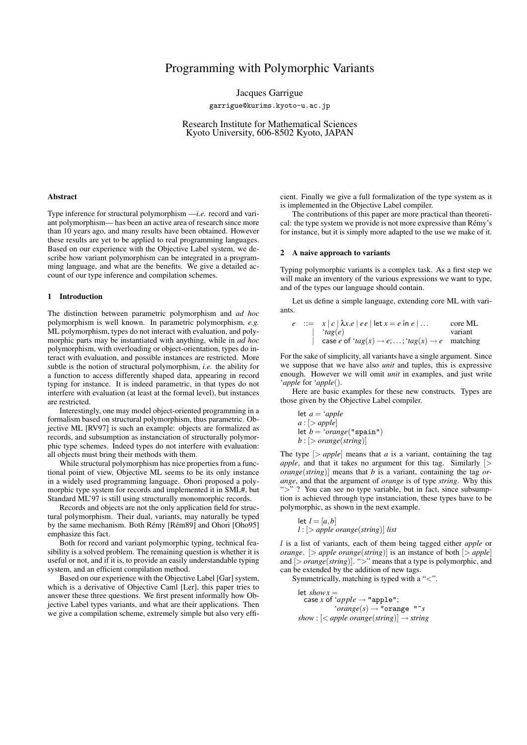# Programming with Polymorphic Variants

Jacques Garrigue

garrigue@kurims.kyoto-u.ac.jp

Research Institute for Mathematical Sciences
Kyoto University, 606-8502 Kyoto, JAPAN

## Abstract

Type inference for structural polymorphism —*i.e.* record and variant polymorphism— has been an active area of research since more than 10 years ago, and many results have been obtained. However these results are yet to be applied to real programming languages. Based on our experience with the Objective Label system, we describe how variant polymorphism can be integrated in a programming language, and what are the benefits. We give a detailed account of our type inference and compilation schemes.

## 1 Introduction

The distinction between parametric polymorphism and *ad hoc* polymorphism is well known. In parametric polymorphism, *e.g.* ML polymorphism, types do not interact with evaluation, and polymorphic parts may be instantiated with anything, while in *ad hoc* polymorphism, with overloading or object-orientation, types do interact with evaluation, and possible instances are restricted. More subtle is the notion of structural polymorphism, *i.e.* the ability for a function to access differently shaped data, appearing in record typing for instance. It is indeed parametric, in that types do not interfere with evaluation (at least at the formal level), but instances are restricted.

Interestingly, one may model object-oriented programming in a formalism based on structural polymorphism, thus parametric. Objective ML [RV97] is such an example: objects are formalized as records, and subsumption as instanciation of structurally polymorphic type schemes. Indeed types do not interfere with evaluation: all objects must bring their methods with them.

While structural polymorphism has nice properties from a functional point of view, Objective ML seems to be its only instance in a widely used programming language. Ohori proposed a polymorphic type system for records and implemented it in SML#, but Standard ML'97 is still using structurally monomorphic records.

Records and objects are not the only application field for structural polymorphism. Their dual, variants, may naturally be typed by the same mechanism. Both Rémy [Rém89] and Ohori [Oho95] emphasize this fact.

Both for record and variant polymorphic typing, technical feasibility is a solved problem. The remaining question is whether it is useful or not, and if it is, to provide an easily understandable typing system, and an efficient compilation method.

Based on our experience with the Objective Label [Gar] system, which is a derivative of Objective Caml [Ler], this paper tries to answer these three questions. We first present informally how Objective Label types variants, and what are their applications. Then we give a compilation scheme, extremely simple but also very efficient. Finally we give a full formalization of the type system as it is implemented in the Objective Label compiler.

The contributions of this paper are more practical than theoretical: the type system we provide is not more expressive than Rémy's for instance, but it is simply more adapted to the use we make of it.

## 2 A naive approach to variants

Typing polymorphic variants is a complex task. As a first step we will make an inventory of the various expressions we want to type, and of the types our language should contain.

Let us define a simple language, extending core ML with variants.

$$
\begin{array}{rcll}
e & ::= & x \mid c \mid \lambda x.e \mid e\,e \mid \mathsf{let}\ x = e\ \mathsf{in}\ e \mid \ldots & \text{core ML} \\
& \mid & `tag(e) & \text{variant} \\
& \mid & \mathsf{case}\ e\ \mathsf{of}\ `tag(x) \rightarrow e; \ldots; `tag(x) \rightarrow e & \text{matching}
\end{array}
$$

For the sake of simplicity, all variants have a single argument. Since we suppose that we have also *unit* and tuples, this is expressive enough. However we will omit *unit* in examples, and just write ‘*apple* for ‘*apple*().

Here are basic examples for these new constructs. Types are those given by the Objective Label compiler.

let $a =$ ‘*apple*
$a : [> apple]$
let $b =$ ‘*orange*("spain")
$b : [> orange(string)]$

The type $[> apple]$ means that $a$ is a variant, containing the tag *apple*, and that it takes no argument for this tag. Similarly $[> orange(string)]$ means that $b$ is a variant, containing the tag *orange*, and that the argument of *orange* is of type *string*. Why this "$>$" ? You can see no type variable, but in fact, since subsumption is achieved through type instanciation, these types have to be polymorphic, as shown in the next example.

let $l = [a, b]$
$l : [> apple\ orange(string)]\ list$

$l$ is a list of variants, each of them being tagged either *apple* or *orange*. $[> apple\ orange(string)]$ is an instance of both $[> apple]$ and $[> orange(string)]$. "$>$" means that a type is polymorphic, and can be extended by the addition of new tags.

Symmetrically, matching is typed with a "$<$".

let *show* $x =$
  case $x$ of ‘*apple* → "apple";
      ‘*orange*($s$) → "orange "^$s$
*show* : $[< apple\ orange(string)] \rightarrow string$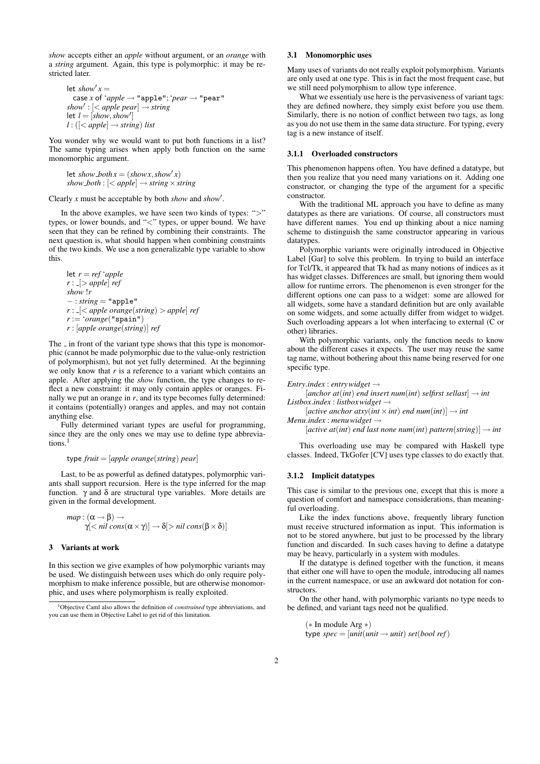*show* accepts either an *apple* without argument, or an *orange* with a *string* argument. Again, this type is polymorphic: it may be restricted later.

```
let show' x =
  case x of `apple → "apple"; `pear → "pear"
show' : [< apple pear] → string
let l = [show, show']
l : ([< apple] → string) list
```

You wonder why we would want to put both functions in a list? The same typing arises when apply both function on the same monomorphic argument.

```
let show_both x = (show x, show' x)
show_both : [< apple] → string × string
```

Clearly *x* must be acceptable by both *show* and *show'*.

In the above examples, we have seen two kinds of types: ">" types, or lower bounds, and "<" types, or upper bound. We have seen that they can be refined by combining their constraints. The next question is, what should happen when combining constraints of the two kinds. We use a non generalizable type variable to show this.

```
let r = ref `apple
r : _[> apple] ref
show !r
− : string = "apple"
r : _[< apple orange(string) > apple] ref
r := `orange("spain")
r : [apple orange(string)] ref
```

The _ in front of the variant type shows that this type is monomorphic (cannot be made polymorphic due to the value-only restriction of polymorphism), but not yet fully determined. At the beginning we only know that *r* is a reference to a variant which contains an apple. After applying the *show* function, the type changes to reflect a new constraint: it may only contain apples or oranges. Finally we put an orange in *r*, and its type becomes fully determined: it contains (potentially) oranges and apples, and may not contain anything else.

Fully determined variant types are useful for programming, since they are the only ones we may use to define type abbreviations.[1]

```
type fruit = [apple orange(string) pear]
```

Last, to be as powerful as defined datatypes, polymorphic variants shall support recursion. Here is the type inferred for the map function. $\gamma$ and $\delta$ are structural type variables. More details are given in the formal development.

$$map : (\alpha \to \beta) \to \gamma[< nil\ cons(\alpha \times \gamma)] \to \delta[> nil\ cons(\beta \times \delta)]$$

## 3 Variants at work

In this section we give examples of how polymorphic variants may be used. We distinguish between uses which do only require polymorphism to make inference possible, but are otherwise monomorphic, and uses where polymorphism is really exploited.

[1] Objective Caml also allows the definition of *constrained* type abbreviations, and you can use them in Objective Label to get rid of this limitation.

### 3.1 Monomorphic uses

Many uses of variants do not really exploit polymorphism. Variants are only used at one type. This is in fact the most frequent case, but we still need polymorphism to allow type inference.

What we essentialy use here is the pervasiveness of variant tags: they are defined nowhere, they simply exist before you use them. Similarly, there is no notion of conflict between two tags, as long as you do not use them in the same data structure. For typing, every tag is a new instance of itself.

#### 3.1.1 Overloaded constructors

This phenomenon happens often. You have defined a datatype, but then you realize that you need many variations on it. Adding one constructor, or changing the type of the argument for a specific constructor.

With the traditional ML approach you have to define as many datatypes as there are variations. Of course, all constructors must have different names. You end up thinking about a nice naming scheme to distinguish the same constructor appearing in various datatypes.

Polymorphic variants were originally introduced in Objective Label [Gar] to solve this problem. In trying to build an interface for Tcl/Tk, it appeared that Tk had as many notions of indices as it has widget classes. Differences are small, but ignoring them would allow for runtime errors. The phenomenon is even stronger for the different options one can pass to a widget: some are allowed for all widgets, some have a standard definition but are only available on some widgets, and some actually differ from widget to widget. Such overloading appears a lot when interfacing to external (C or other) libraries.

With polymorphic variants, only the function needs to know about the different cases it expects. The user may reuse the same tag name, without bothering about this name being reserved for one specific type.

```
Entry.index : entry widget →
    [anchor at(int) end insert num(int) selfirst sellast] → int
Listbox.index : listbox widget →
    [active anchor atxy(int × int) end num(int)] → int
Menu.index : menu widget →
    [active at(int) end last none num(int) pattern(string)] → int
```

This overloading use may be compared with Haskell type classes. Indeed, TkGofer [CV] uses type classes to do exactly that.

#### 3.1.2 Implicit datatypes

This case is similar to the previous one, except that this is more a question of comfort and namespace considerations, than meaningful overloading.

Like the index functions above, frequently library function must receive structured information as input. This information is not to be stored anywhere, but just to be processed by the library function and discarded. In such cases having to define a datatype may be heavy, particularly in a system with modules.

If the datatype is defined together with the function, it means that either one will have to open the module, introducing all names in the current namespace, or use an awkward dot notation for constructors.

On the other hand, with polymorphic variants no type needs to be defined, and variant tags need not be qualified.

```
(* In module Arg *)
type spec = [unit(unit → unit) set(bool ref)
```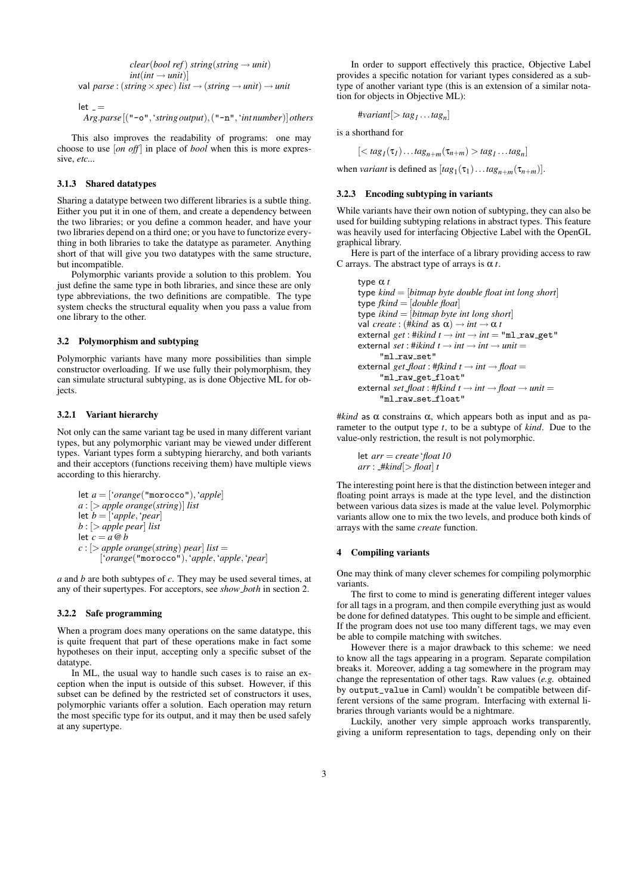```
            clear(bool ref) string(string → unit)
            int(int → unit)]
val parse : (string × spec) list → (string → unit) → unit

let _ =
  Arg.parse [("-o", `string output), ("-n", `int number)] others
```

This also improves the readability of programs: one may choose to use [*on off*] in place of *bool* when this is more expressive, *etc*...

### 3.1.3 Shared datatypes

Sharing a datatype between two different libraries is a subtle thing. Either you put it in one of them, and create a dependency between the two libraries; or you define a common header, and have your two libraries depend on a third one; or you have to functorize everything in both libraries to take the datatype as parameter. Anything short of that will give you two datatypes with the same structure, but incompatible.

Polymorphic variants provide a solution to this problem. You just define the same type in both libraries, and since these are only type abbreviations, the two definitions are compatible. The type system checks the structural equality when you pass a value from one library to the other.

## 3.2 Polymorphism and subtyping

Polymorphic variants have many more possibilities than simple constructor overloading. If we use fully their polymorphism, they can simulate structural subtyping, as is done Objective ML for objects.

### 3.2.1 Variant hierarchy

Not only can the same variant tag be used in many different variant types, but any polymorphic variant may be viewed under different types. Variant types form a subtyping hierarchy, and both variants and their acceptors (functions receiving them) have multiple views according to this hierarchy.

```
let a = [`orange("morocco"), `apple]
a : [> apple orange(string)] list
let b = [`apple, `pear]
b : [> apple pear] list
let c = a @ b
c : [> apple orange(string) pear] list =
      [`orange("morocco"), `apple, `apple, `pear]
```

*a* and *b* are both subtypes of *c*. They may be used several times, at any of their supertypes. For acceptors, see *show_both* in section 2.

### 3.2.2 Safe programming

When a program does many operations on the same datatype, this is quite frequent that part of these operations make in fact some hypotheses on their input, accepting only a specific subset of the datatype.

In ML, the usual way to handle such cases is to raise an exception when the input is outside of this subset. However, if this subset can be defined by the restricted set of constructors it uses, polymorphic variants offer a solution. Each operation may return the most specific type for its output, and it may then be used safely at any supertype.

In order to support effectively this practice, Objective Label provides a specific notation for variant types considered as a subtype of another variant type (this is an extension of a similar notation for objects in Objective ML):

$$\#variant[> tag_1 \ldots tag_n]$$

is a shorthand for

$$[< tag_1(\tau_1) \ldots tag_{n+m}(\tau_{n+m}) > tag_1 \ldots tag_n]$$

when *variant* is defined as $[tag_1(\tau_1) \ldots tag_{n+m}(\tau_{n+m})]$.

### 3.2.3 Encoding subtyping in variants

While variants have their own notion of subtyping, they can also be used for building subtyping relations in abstract types. This feature was heavily used for interfacing Objective Label with the OpenGL graphical library.

Here is part of the interface of a library providing access to raw C arrays. The abstract type of arrays is $\alpha\, t$.

```
type α t
type kind = [bitmap byte double float int long short]
type fkind = [double float]
type ikind = [bitmap byte int long short]
val create : (#kind as α) → int → α t
external get : #ikind t → int → int = "ml_raw_get"
external set : #ikind t → int → int → unit =
      "ml_raw_set"
external get_float : #fkind t → int → float =
      "ml_raw_get_float"
external set_float : #fkind t → int → float → unit =
      "ml_raw_set_float"
```

*#kind* as $\alpha$ constrains $\alpha$, which appears both as input and as parameter to the output type *t*, to be a subtype of *kind*. Due to the value-only restriction, the result is not polymorphic.

```
let arr = create `float 10
arr : _#kind[> float] t
```

The interesting point here is that the distinction between integer and floating point arrays is made at the type level, and the distinction between various data sizes is made at the value level. Polymorphic variants allow one to mix the two levels, and produce both kinds of arrays with the same *create* function.

# 4 Compiling variants

One may think of many clever schemes for compiling polymorphic variants.

The first to come to mind is generating different integer values for all tags in a program, and then compile everything just as would be done for defined datatypes. This ought to be simple and efficient. If the program does not use too many different tags, we may even be able to compile matching with switches.

However there is a major drawback to this scheme: we need to know all the tags appearing in a program. Separate compilation breaks it. Moreover, adding a tag somewhere in the program may change the representation of other tags. Raw values (*e.g.* obtained by `output_value` in Caml) wouldn't be compatible between different versions of the same program. Interfacing with external libraries through variants would be a nightmare.

Luckily, another very simple approach works transparently, giving a uniform representation to tags, depending only on their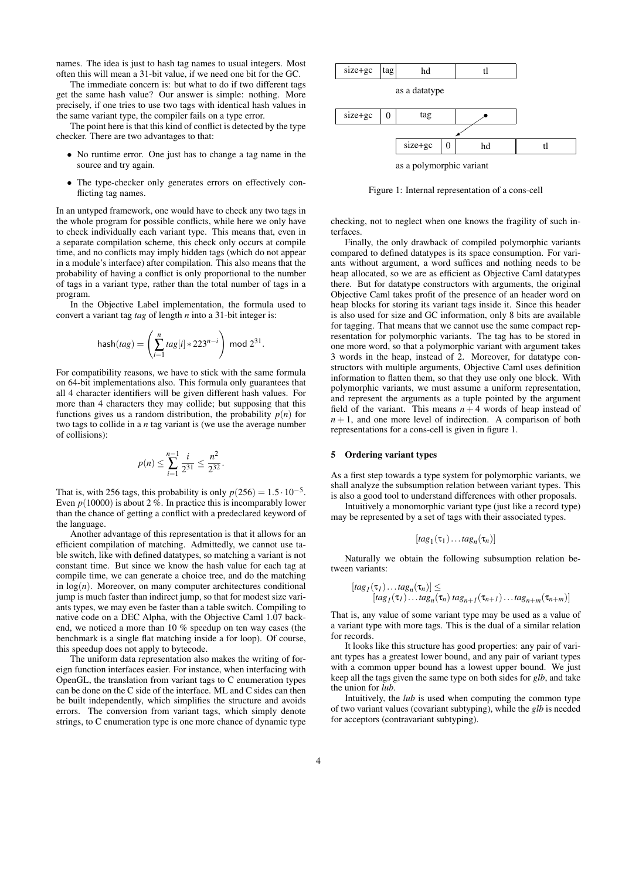names. The idea is just to hash tag names to usual integers. Most often this will mean a 31-bit value, if we need one bit for the GC.

The immediate concern is: but what to do if two different tags get the same hash value? Our answer is simple: nothing. More precisely, if one tries to use two tags with identical hash values in the same variant type, the compiler fails on a type error.

The point here is that this kind of conflict is detected by the type checker. There are two advantages to that:

- No runtime error. One just has to change a tag name in the source and try again.
- The type-checker only generates errors on effectively conflicting tag names.

In an untyped framework, one would have to check any two tags in the whole program for possible conflicts, while here we only have to check individually each variant type. This means that, even in a separate compilation scheme, this check only occurs at compile time, and no conflicts may imply hidden tags (which do not appear in a module's interface) after compilation. This also means that the probability of having a conflict is only proportional to the number of tags in a variant type, rather than the total number of tags in a program.

In the Objective Label implementation, the formula used to convert a variant tag *tag* of length *n* into a 31-bit integer is:

$$\mathsf{hash}(tag) = \left( \sum_{i=1}^{n} tag[i] * 223^{n-i} \right) \bmod 2^{31}.$$

For compatibility reasons, we have to stick with the same formula on 64-bit implementations also. This formula only guarantees that all 4 character identifiers will be given different hash values. For more than 4 characters they may collide; but supposing that this functions gives us a random distribution, the probability $p(n)$ for two tags to collide in a $n$ tag variant is (we use the average number of collisions):

$$p(n) \leq \sum_{i=1}^{n-1} \frac{i}{2^{31}} \leq \frac{n^2}{2^{32}}.$$

That is, with 256 tags, this probability is only $p(256) = 1.5 \cdot 10^{-5}$. Even $p(10000)$ is about 2 %. In practice this is incomparably lower than the chance of getting a conflict with a predeclared keyword of the language.

Another advantage of this representation is that it allows for an efficient compilation of matching. Admittedly, we cannot use table switch, like with defined datatypes, so matching a variant is not constant time. But since we know the hash value for each tag at compile time, we can generate a choice tree, and do the matching in $\log(n)$. Moreover, on many computer architectures conditional jump is much faster than indirect jump, so that for modest size variants types, we may even be faster than a table switch. Compiling to native code on a DEC Alpha, with the Objective Caml 1.07 backend, we noticed a more than 10 % speedup on ten way cases (the benchmark is a single flat matching inside a for loop). Of course, this speedup does not apply to bytecode.

The uniform data representation also makes the writing of foreign function interfaces easier. For instance, when interfacing with OpenGL, the translation from variant tags to C enumeration types can be done on the C side of the interface. ML and C sides can then be built independently, which simplifies the structure and avoids errors. The conversion from variant tags, which simply denote strings, to C enumeration type is one more chance of dynamic type checking, not to neglect when one knows the fragility of such interfaces.

Finally, the only drawback of compiled polymorphic variants compared to defined datatypes is its space consumption. For variants without argument, a word suffices and nothing needs to be heap allocated, so we are as efficient as Objective Caml datatypes there. But for datatype constructors with arguments, the original Objective Caml takes profit of the presence of an header word on heap blocks for storing its variant tags inside it. Since this header is also used for size and GC information, only 8 bits are available for tagging. That means that we cannot use the same compact representation for polymorphic variants. The tag has to be stored in one more word, so that a polymorphic variant with argument takes 3 words in the heap, instead of 2. Moreover, for datatype constructors with multiple arguments, Objective Caml uses definition information to flatten them, so that they use only one block. With polymorphic variants, we must assume a uniform representation, and represent the arguments as a tuple pointed by the argument field of the variant. This means $n+4$ words of heap instead of $n+1$, and one more level of indirection. A comparison of both representations for a cons-cell is given in figure 1.

| size+gc | tag | hd | tl |
|---|---|---|---|

as a datatype

| size+gc | 0 | tag | • |
|---|---|---|---|

| size+gc | 0 | hd | tl |
|---|---|---|---|

as a polymorphic variant

Figure 1: Internal representation of a cons-cell

## 5 Ordering variant types

As a first step towards a type system for polymorphic variants, we shall analyze the subsumption relation between variant types. This is also a good tool to understand differences with other proposals.

Intuitively a monomorphic variant type (just like a record type) may be represented by a set of tags with their associated types.

$$[tag_1(\tau_1) \ldots tag_n(\tau_n)]$$

Naturally we obtain the following subsumption relation between variants:

$$[tag_1(\tau_1) \ldots tag_n(\tau_n)] \leq [tag_1(\tau_1) \ldots tag_n(\tau_n)\ tag_{n+1}(\tau_{n+1}) \ldots tag_{n+m}(\tau_{n+m})]$$

That is, any value of some variant type may be used as a value of a variant type with more tags. This is the dual of a similar relation for records.

It looks like this structure has good properties: any pair of variant types has a greatest lower bound, and any pair of variant types with a common upper bound has a lowest upper bound. We just keep all the tags given the same type on both sides for *glb*, and take the union for *lub*.

Intuitively, the *lub* is used when computing the common type of two variant values (covariant subtyping), while the *glb* is needed for acceptors (contravariant subtyping).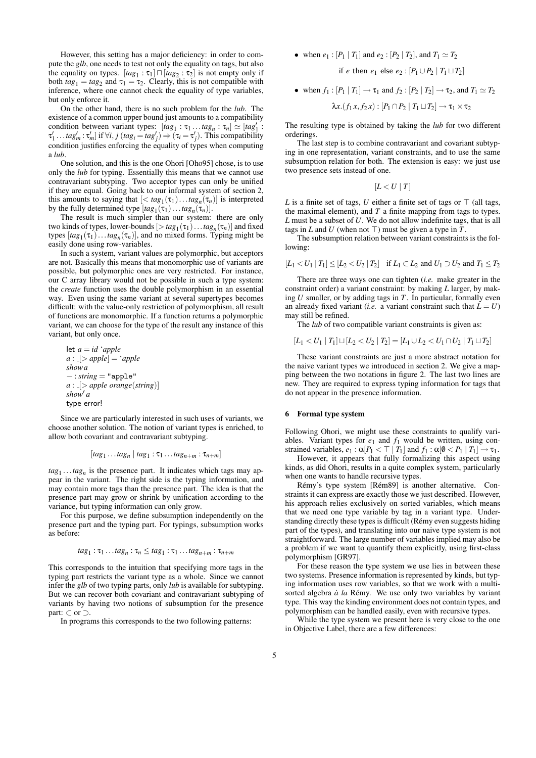However, this setting has a major deficiency: in order to compute the *glb*, one needs to test not only the equality on tags, but also the equality on types. $[tag_1 : \tau_1] \sqcap [tag_2 : \tau_2]$ is not empty only if both $tag_1 = tag_2$ and $\tau_1 = \tau_2$. Clearly, this is not compatible with inference, where one cannot check the equality of type variables, but only enforce it.

On the other hand, there is no such problem for the *lub*. The existence of a common upper bound just amounts to a compatibility condition between variant types: $[tag_1 : \tau_1 \ldots tag_n : \tau_n] \simeq [tag'_1 : \tau'_1 \ldots tag'_m : \tau'_m]$ if $\forall i, j\ (tag_i = tag'_j) \Rightarrow (\tau_i = \tau'_j)$. This compatibility condition justifies enforcing the equality of types when computing a *lub*.

One solution, and this is the one Ohori [Oho95] chose, is to use only the *lub* for typing. Essentially this means that we cannot use contravariant subtyping. Two acceptor types can only be unified if they are equal. Going back to our informal system of section 2, this amounts to saying that $[< tag_1(\tau_1) \ldots tag_n(\tau_n)]$ is interpreted by the fully determined type $[tag_1(\tau_1) \ldots tag_n(\tau_n)]$.

The result is much simpler than our system: there are only two kinds of types, lower-bounds $[> tag_1(\tau_1) \ldots tag_n(\tau_n)]$ and fixed types $[tag_1(\tau_1) \ldots tag_n(\tau_n)]$, and no mixed forms. Typing might be easily done using row-variables.

In such a system, variant values are polymorphic, but acceptors are not. Basically this means that monomorphic use of variants are possible, but polymorphic ones are very restricted. For instance, our C array library would not be possible in such a type system: the *create* function uses the double polymorphism in an essential way. Even using the same variant at several supertypes becomes difficult: with the value-only restriction of polymorphism, all result of functions are monomorphic. If a function returns a polymorphic variant, we can choose for the type of the result any instance of this variant, but only once.

```
let a = id `apple
a : _[> apple] = `apple
show a
- : string = "apple"
a : _[> apple orange(string)]
show' a
type error!
```

Since we are particularly interested in such uses of variants, we choose another solution. The notion of variant types is enriched, to allow both covariant and contravariant subtyping.

$$[tag_1 \ldots tag_n \mid tag_1 : \tau_1 \ldots tag_{n+m} : \tau_{n+m}]$$

$tag_1 \ldots tag_n$ is the presence part. It indicates which tags may appear in the variant. The right side is the typing information, and may contain more tags than the presence part. The idea is that the presence part may grow or shrink by unification according to the variance, but typing information can only grow.

For this purpose, we define subsumption independently on the presence part and the typing part. For typings, subsumption works as before:

$$tag_1 : \tau_1 \ldots tag_n : \tau_n \leq tag_1 : \tau_1 \ldots tag_{n+m} : \tau_{n+m}$$

This corresponds to the intuition that specifying more tags in the typing part restricts the variant type as a whole. Since we cannot infer the *glb* of two typing parts, only *lub* is available for subtyping. But we can recover both covariant and contravariant subtyping of variants by having two notions of subsumption for the presence part: $\subset$ or $\supset$.

In programs this corresponds to the two following patterns:

- when $e_1 : [P_1 \mid T_1]$ and $e_2 : [P_2 \mid T_2]$, and $T_1 \simeq T_2$

$$\text{if } e \text{ then } e_1 \text{ else } e_2 : [P_1 \cup P_2 \mid T_1 \sqcup T_2]$$

- when $f_1 : [P_1 \mid T_1] \to \tau_1$ and $f_2 : [P_2 \mid T_2] \to \tau_2$, and $T_1 \simeq T_2$

$$\lambda x.(f_1\, x, f_2\, x) : [P_1 \cap P_2 \mid T_1 \sqcup T_2] \to \tau_1 \times \tau_2$$

The resulting type is obtained by taking the *lub* for two different orderings.

The last step is to combine contravariant and covariant subtyping in one representation, variant constraints, and to use the same subsumption relation for both. The extension is easy: we just use two presence sets instead of one.

$$[L < U \mid T]$$

$L$ is a finite set of tags, $U$ either a finite set of tags or $\top$ (all tags, the maximal element), and $T$ a finite mapping from tags to types. $L$ must be a subset of $U$. We do not allow indefinite tags, that is all tags in $L$ and $U$ (when not $\top$) must be given a type in $T$.

The subsumption relation between variant constraints is the following:

$$[L_1 < U_1 \mid T_1] \leq [L_2 < U_2 \mid T_2] \quad \text{if } L_1 \subset L_2 \text{ and } U_1 \supset U_2 \text{ and } T_1 \leq T_2$$

There are three ways one can tighten (*i.e.* make greater in the constraint order) a variant constraint: by making $L$ larger, by making $U$ smaller, or by adding tags in $T$. In particular, formally even an already fixed variant (*i.e.* a variant constraint such that $L = U$) may still be refined.

The *lub* of two compatible variant constraints is given as:

$$[L_1 < U_1 \mid T_1] \sqcup [L_2 < U_2 \mid T_2] = [L_1 \cup L_2 < U_1 \cap U_2 \mid T_1 \sqcup T_2]$$

These variant constraints are just a more abstract notation for the naive variant types we introduced in section 2. We give a mapping between the two notations in figure 2. The last two lines are new. They are required to express typing information for tags that do not appear in the presence information.

## 6 Formal type system

Following Ohori, we might use these constraints to qualify variables. Variant types for $e_1$ and $f_1$ would be written, using constrained variables, $e_1 : \alpha[P_1 < \top \mid T_1]$ and $f_1 : \alpha[\emptyset < P_1 \mid T_1] \to \tau_1$.

However, it appears that fully formalizing this aspect using kinds, as did Ohori, results in a quite complex system, particularly when one wants to handle recursive types.

Rémy's type system [Rém89] is another alternative. Constraints it can express are exactly those we just described. However, his approach relies exclusively on sorted variables, which means that we need one type variable by tag in a variant type. Understanding directly these types is difficult (Rémy even suggests hiding part of the types), and translating into our naive type system is not straightforward. The large number of variables implied may also be a problem if we want to quantify them explicitly, using first-class polymorphism [GR97].

For these reason the type system we use lies in between these two systems. Presence information is represented by kinds, but typing information uses row variables, so that we work with a multi-sorted algebra *à la* Rémy. We use only two variables by variant type. This way the kinding environment does not contain types, and polymorphism can be handled easily, even with recursive types.

While the type system we present here is very close to the one in Objective Label, there are a few differences: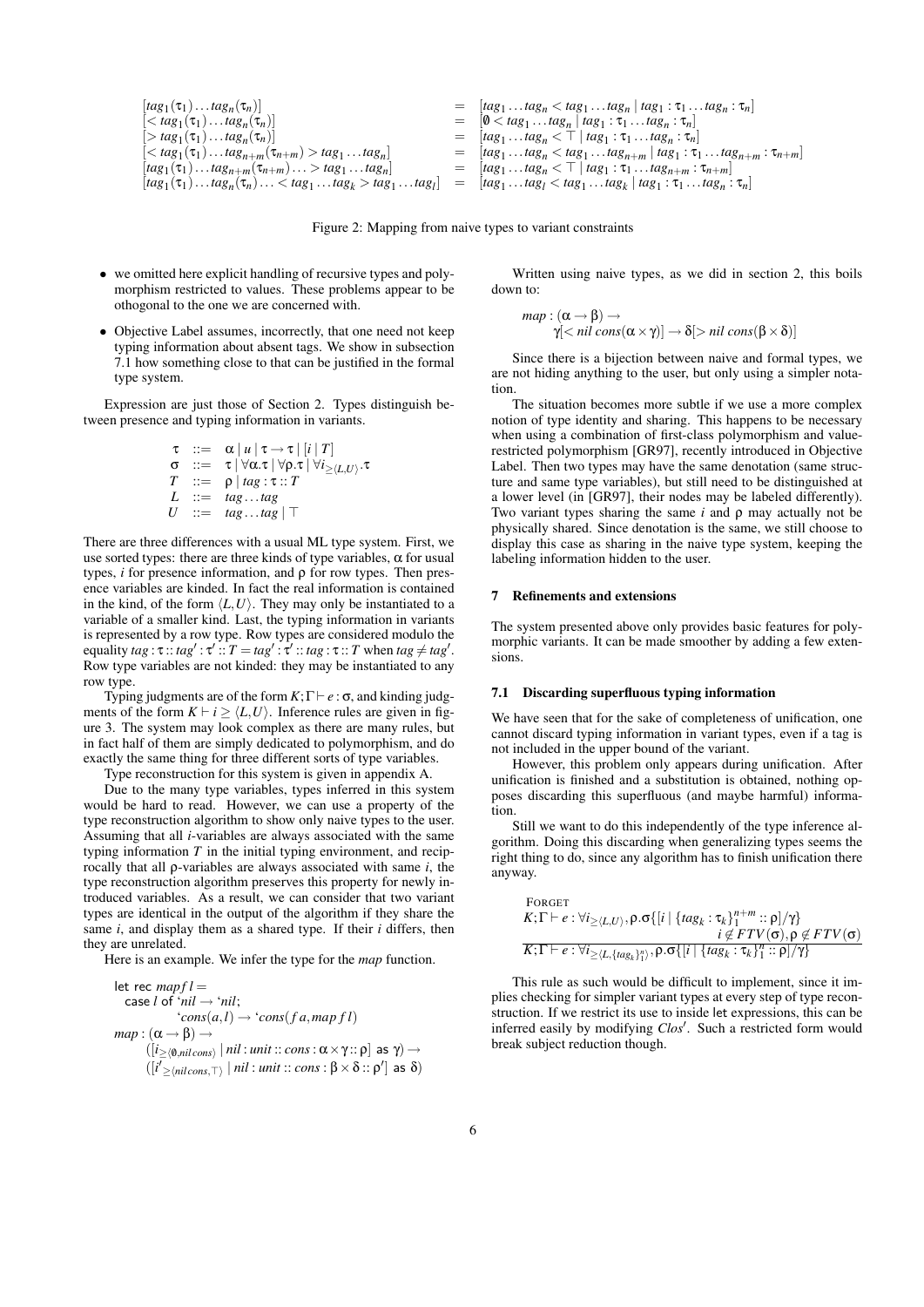$$
\begin{array}{lll}
[tag_1(\tau_1)\ldots tag_n(\tau_n)] & = & [tag_1 \ldots tag_n < tag_1 \ldots tag_n \mid tag_1 : \tau_1 \ldots tag_n : \tau_n] \\
[< tag_1(\tau_1)\ldots tag_n(\tau_n)] & = & [\emptyset < tag_1 \ldots tag_n \mid tag_1 : \tau_1 \ldots tag_n : \tau_n] \\
[> tag_1(\tau_1)\ldots tag_n(\tau_n)] & = & [tag_1 \ldots tag_n < \top \mid tag_1 : \tau_1 \ldots tag_n : \tau_n] \\
[< tag_1(\tau_1)\ldots tag_{n+m}(\tau_{n+m}) > tag_1 \ldots tag_n] & = & [tag_1 \ldots tag_n < tag_1 \ldots tag_{n+m} \mid tag_1 : \tau_1 \ldots tag_{n+m} : \tau_{n+m}] \\
[tag_1(\tau_1)\ldots tag_{n+m}(\tau_{n+m}) \ldots > tag_1 \ldots tag_n] & = & [tag_1 \ldots tag_n < \top \mid tag_1 : \tau_1 \ldots tag_{n+m} : \tau_{n+m}] \\
[tag_1(\tau_1)\ldots tag_n(\tau_n) \ldots < tag_1 \ldots tag_k > tag_1 \ldots tag_l] & = & [tag_1 \ldots tag_l < tag_1 \ldots tag_k \mid tag_1 : \tau_1 \ldots tag_n : \tau_n]
\end{array}
$$

Figure 2: Mapping from naive types to variant constraints

- we omitted here explicit handling of recursive types and polymorphism restricted to values. These problems appear to be othogonal to the one we are concerned with.
- Objective Label assumes, incorrectly, that one need not keep typing information about absent tags. We show in subsection 7.1 how something close to that can be justified in the formal type system.

Expression are just those of Section 2. Types distinguish between presence and typing information in variants.

$$
\begin{array}{lll}
\tau & ::= & \alpha \mid u \mid \tau \to \tau \mid [i \mid T] \\
\sigma & ::= & \tau \mid \forall \alpha.\tau \mid \forall \rho.\tau \mid \forall i_{\geq \langle L,U \rangle}.\tau \\
T & ::= & \rho \mid tag : \tau :: T \\
L & ::= & tag \ldots tag \\
U & ::= & tag \ldots tag \mid \top
\end{array}
$$

There are three differences with a usual ML type system. First, we use sorted types: there are three kinds of type variables, $\alpha$ for usual types, $i$ for presence information, and $\rho$ for row types. Then presence variables are kinded. In fact the real information is contained in the kind, of the form $\langle L,U \rangle$. They may only be instantiated to a variable of a smaller kind. Last, the typing information in variants is represented by a row type. Row types are considered modulo the equality $tag : \tau :: tag' : \tau' :: T = tag' : \tau' :: tag : \tau :: T$ when $tag \neq tag'$. Row type variables are not kinded: they may be instantiated to any row type.

Typing judgments are of the form $K;\Gamma \vdash e : \sigma$, and kinding judgments of the form $K \vdash i \geq \langle L,U \rangle$. Inference rules are given in figure 3. The system may look complex as there are many rules, but in fact half of them are simply dedicated to polymorphism, and do exactly the same thing for three different sorts of type variables.

Type reconstruction for this system is given in appendix A.

Due to the many type variables, types inferred in this system would be hard to read. However, we can use a property of the type reconstruction algorithm to show only naive types to the user. Assuming that all $i$-variables are always associated with the same typing information $T$ in the initial typing environment, and reciprocally that all $\rho$-variables are always associated with same $i$, the type reconstruction algorithm preserves this property for newly introduced variables. As a result, we can consider that two variant types are identical in the output of the algorithm if they share the same $i$, and display them as a shared type. If their $i$ differs, then they are unrelated.

Here is an example. We infer the type for the *map* function.

$$
\begin{array}{l}
\text{let rec } map\, f\, l = \\
\quad \text{case } l \text{ of } `nil \to `nil; \\
\qquad\qquad `cons(a,l) \to `cons(f\, a, map\, f\, l) \\
map : (\alpha \to \beta) \to \\
\qquad ([i_{\geq\langle\emptyset, nil\, cons\rangle} \mid nil : unit :: cons : \alpha \times \gamma :: \rho] \text{ as } \gamma) \to \\
\qquad ([i'_{\geq\langle nil\, cons, \top\rangle} \mid nil : unit :: cons : \beta \times \delta :: \rho'] \text{ as } \delta)
\end{array}
$$

Written using naive types, as we did in section 2, this boils down to:

$$
\begin{array}{l}
map : (\alpha \to \beta) \to \\
\qquad \gamma[< nil\; cons(\alpha \times \gamma)] \to \delta[> nil\; cons(\beta \times \delta)]
\end{array}
$$

Since there is a bijection between naive and formal types, we are not hiding anything to the user, but only using a simpler notation.

The situation becomes more subtle if we use a more complex notion of type identity and sharing. This happens to be necessary when using a combination of first-class polymorphism and value-restricted polymorphism [GR97], recently introduced in Objective Label. Then two types may have the same denotation (same structure and same type variables), but still need to be distinguished at a lower level (in [GR97], their nodes may be labeled differently). Two variant types sharing the same $i$ and $\rho$ may actually not be physically shared. Since denotation is the same, we still choose to display this case as sharing in the naive type system, keeping the labeling information hidden to the user.

## 7 Refinements and extensions

The system presented above only provides basic features for polymorphic variants. It can be made smoother by adding a few extensions.

### 7.1 Discarding superfluous typing information

We have seen that for the sake of completeness of unification, one cannot discard typing information in variant types, even if a tag is not included in the upper bound of the variant.

However, this problem only appears during unification. After unification is finished and a substitution is obtained, nothing opposes discarding this superfluous (and maybe harmful) information.

Still we want to do this independently of the type inference algorithm. Doing this discarding when generalizing types seems the right thing to do, since any algorithm has to finish unification there anyway.

$$
\textsc{Forget}\quad
\frac{K;\Gamma \vdash e : \forall i_{\geq \langle L,U \rangle}, \rho.\sigma\{[i \mid \{tag_k : \tau_k\}_1^{n+m} :: \rho]/\gamma\} \qquad i \notin FTV(\sigma), \rho \notin FTV(\sigma)}{K;\Gamma \vdash e : \forall i_{\geq \langle L,\{tag_k\}_1^n \rangle}, \rho.\sigma\{[i \mid \{tag_k : \tau_k\}_1^n :: \rho]/\gamma\}}
$$

This rule as such would be difficult to implement, since it implies checking for simpler variant types at every step of type reconstruction. If we restrict its use to inside let expressions, this can be inferred easily by modifying $Clos'$. Such a restricted form would break subject reduction though.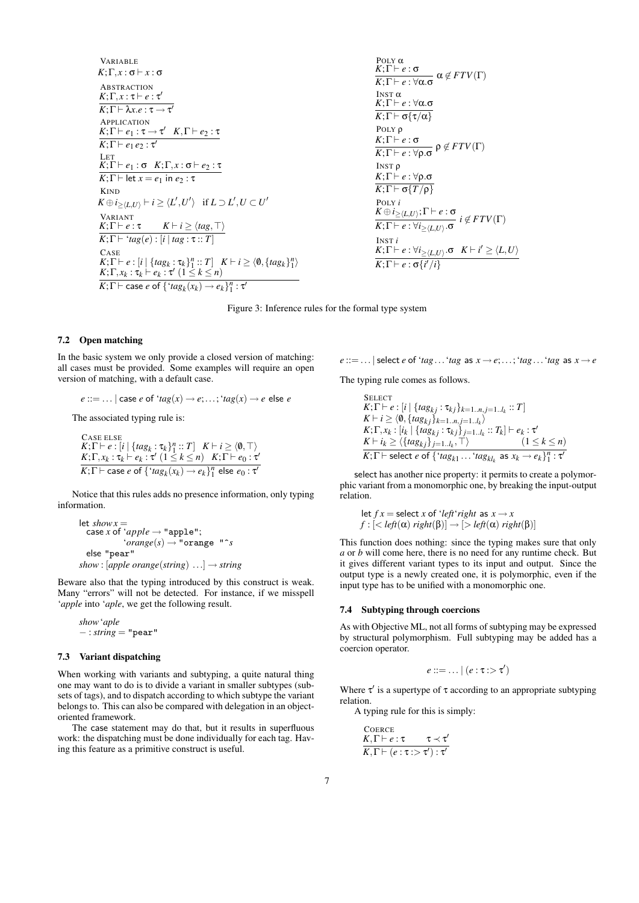VARIABLE
$$K;\Gamma,x:\sigma \vdash x:\sigma$$

ABSTRACTION
$$\frac{K;\Gamma,x:\tau \vdash e:\tau'}{K;\Gamma \vdash \lambda x.e:\tau \to \tau'}$$

APPLICATION
$$\frac{K;\Gamma \vdash e_1:\tau \to \tau' \quad K,\Gamma \vdash e_2:\tau}{K;\Gamma \vdash e_1\, e_2:\tau'}$$

LET
$$\frac{K;\Gamma \vdash e_1:\sigma \quad K;\Gamma,x:\sigma \vdash e_2:\tau}{K;\Gamma \vdash \mathsf{let}\ x=e_1\ \mathsf{in}\ e_2:\tau}$$

KIND
$$K \oplus i_{\geq\langle L,U\rangle} \vdash i \geq \langle L',U'\rangle \quad \text{if } L \supset L', U \subset U'$$

VARIANT
$$\frac{K;\Gamma \vdash e:\tau \qquad K \vdash i \geq \langle tag, \top\rangle}{K;\Gamma \vdash \text{`}tag(e):[i \mid tag:\tau :: T]}$$

CASE
$$\frac{\begin{array}{c}K;\Gamma \vdash e:[i \mid \{tag_k:\tau_k\}_1^n :: T] \quad K \vdash i \geq \langle \emptyset, \{tag_k\}_1^n\rangle \\ K;\Gamma,x_k:\tau_k \vdash e_k:\tau' \ (1 \leq k \leq n)\end{array}}{K;\Gamma \vdash \mathsf{case}\ e\ \mathsf{of}\ \{\text{`}tag_k(x_k) \to e_k\}_1^n:\tau'}$$

POLY $\alpha$
$$\frac{K;\Gamma \vdash e:\sigma}{K;\Gamma \vdash e:\forall\alpha.\sigma}\ \alpha \notin FTV(\Gamma)$$

INST $\alpha$
$$\frac{K;\Gamma \vdash e:\forall\alpha.\sigma}{K;\Gamma \vdash \sigma\{\tau/\alpha\}}$$

POLY $\rho$
$$\frac{K;\Gamma \vdash e:\sigma}{K;\Gamma \vdash e:\forall\rho.\sigma}\ \rho \notin FTV(\Gamma)$$

INST $\rho$
$$\frac{K;\Gamma \vdash e:\forall\rho.\sigma}{K;\Gamma \vdash \sigma\{T/\rho\}}$$

POLY $i$
$$\frac{K \oplus i_{\geq\langle L,U\rangle};\Gamma \vdash e:\sigma}{K;\Gamma \vdash e:\forall i_{\geq\langle L,U\rangle}.\sigma}\ i \notin FTV(\Gamma)$$

INST $i$
$$\frac{K;\Gamma \vdash e:\forall i_{\geq\langle L,U\rangle}.\sigma \quad K \vdash i' \geq \langle L,U\rangle}{K;\Gamma \vdash e:\sigma\{i'/i\}}$$

Figure 3: Inference rules for the formal type system

### 7.2 Open matching

In the basic system we only provide a closed version of matching: all cases must be provided. Some examples will require an open version of matching, with a default case.

$$e ::= \ldots \mid \mathsf{case}\ e\ \mathsf{of}\ \text{`}tag(x) \to e; \ldots; \text{`}tag(x) \to e\ \mathsf{else}\ e$$

The associated typing rule is:

CASE ELSE
$$\frac{\begin{array}{c}K;\Gamma \vdash e:[i \mid \{tag_k:\tau_k\}_1^n :: T] \quad K \vdash i \geq \langle \emptyset, \top\rangle \\ K;\Gamma,x_k:\tau_k \vdash e_k:\tau' \ (1 \leq k \leq n) \quad K;\Gamma \vdash e_0:\tau'\end{array}}{K;\Gamma \vdash \mathsf{case}\ e\ \mathsf{of}\ \{\text{`}tag_k(x_k) \to e_k\}_1^n\ \mathsf{else}\ e_0:\tau'}$$

Notice that this rules adds no presence information, only typing information.

```
let show x =
  case x of `apple → "apple";
            `orange(s) → "orange "^s
  else "pear"
show : [apple orange(string) ...] → string
```

Beware also that the typing introduced by this construct is weak. Many "errors" will not be detected. For instance, if we misspell `*apple* into `*aple*, we get the following result.

```
show `aple
− : string = "pear"
```

### 7.3 Variant dispatching

When working with variants and subtyping, a quite natural thing one may want to do is to divide a variant in smaller subtypes (subsets of tags), and to dispatch according to which subtype the variant belongs to. This can also be compared with delegation in an object-oriented framework.

The case statement may do that, but it results in superfluous work: the dispatching must be done individually for each tag. Having this feature as a primitive construct is useful.

$$e ::= \ldots \mid \mathsf{select}\ e\ \mathsf{of}\ \text{`}tag \ldots \text{`}tag\ \mathsf{as}\ x \to e; \ldots; \text{`}tag \ldots \text{`}tag\ \mathsf{as}\ x \to e$$

The typing rule comes as follows.

SELECT
$$\frac{\begin{array}{l}K;\Gamma \vdash e:[i \mid \{tag_{kj}:\tau_{kj}\}_{k=1..n,j=1..l_k} :: T] \\ K \vdash i \geq \langle \emptyset, \{tag_{kj}\}_{k=1..n,j=1..l_k}\rangle \\ K;\Gamma,x_k:[i_k \mid \{tag_{kj}:\tau_{kj}\}_{j=1..l_k} :: T_k] \vdash e_k:\tau' \\ K \vdash i_k \geq \langle \{tag_{kj}\}_{j=1..l_k}, \top\rangle \qquad (1 \leq k \leq n)\end{array}}{K;\Gamma \vdash \mathsf{select}\ e\ \mathsf{of}\ \{\text{`}tag_{k1} \ldots \text{`}tag_{kl_k}\ \mathsf{as}\ x_k \to e_k\}_1^n:\tau'}$$

select has another nice property: it permits to create a polymorphic variant from a monomorphic one, by breaking the input-output relation.

```
let f x = select x of `left`right as x → x
f : [< left(α) right(β)] → [> left(α) right(β)]
```

This function does nothing: since the typing makes sure that only *a* or *b* will come here, there is no need for any runtime check. But it gives different variant types to its input and output. Since the output type is a newly created one, it is polymorphic, even if the input type has to be unified with a monomorphic one.

### 7.4 Subtyping through coercions

As with Objective ML, not all forms of subtyping may be expressed by structural polymorphism. Full subtyping may be added has a coercion operator.

$$e ::= \ldots \mid (e:\tau :> \tau')$$

Where $\tau'$ is a supertype of $\tau$ according to an appropriate subtyping relation.

A typing rule for this is simply:

COERCE
$$\frac{K,\Gamma \vdash e:\tau \qquad \tau \prec \tau'}{K,\Gamma \vdash (e:\tau :> \tau'):\tau'}$$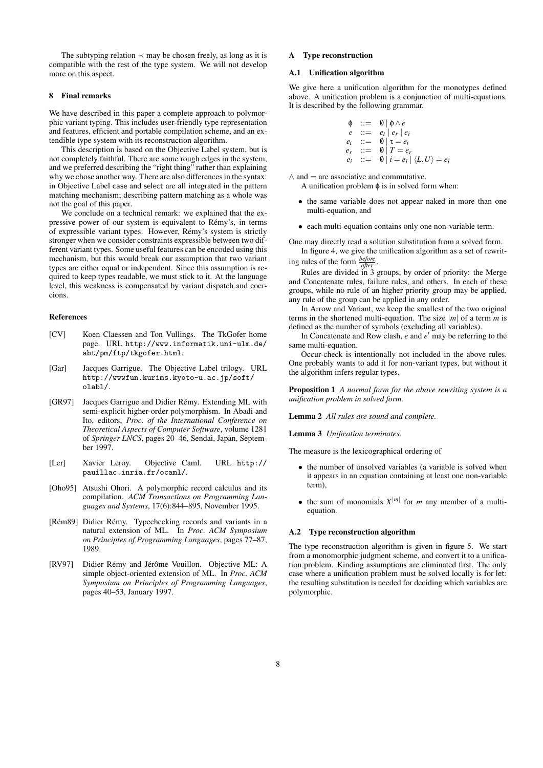The subtyping relation $\prec$ may be chosen freely, as long as it is compatible with the rest of the type system. We will not develop more on this aspect.

## 8 Final remarks

We have described in this paper a complete approach to polymorphic variant typing. This includes user-friendly type representation and features, efficient and portable compilation scheme, and an extendible type system with its reconstruction algorithm.

This description is based on the Objective Label system, but is not completely faithful. There are some rough edges in the system, and we preferred describing the "right thing" rather than explaining why we chose another way. There are also differences in the syntax: in Objective Label case and select are all integrated in the pattern matching mechanism; describing pattern matching as a whole was not the goal of this paper.

We conclude on a technical remark: we explained that the expressive power of our system is equivalent to Rémy's, in terms of expressible variant types. However, Rémy's system is strictly stronger when we consider constraints expressible between two different variant types. Some useful features can be encoded using this mechanism, but this would break our assumption that two variant types are either equal or independent. Since this assumption is required to keep types readable, we must stick to it. At the language level, this weakness is compensated by variant dispatch and coercions.

## References

[CV] Koen Claessen and Ton Vullings. The TkGofer home page. URL http://www.informatik.uni-ulm.de/abt/pm/ftp/tkgofer.html.

[Gar] Jacques Garrigue. The Objective Label trilogy. URL http://wwwfun.kurims.kyoto-u.ac.jp/soft/olabl/.

[GR97] Jacques Garrigue and Didier Rémy. Extending ML with semi-explicit higher-order polymorphism. In Abadi and Ito, editors, *Proc. of the International Conference on Theoretical Aspects of Computer Software*, volume 1281 of *Springer LNCS*, pages 20–46, Sendai, Japan, September 1997.

[Ler] Xavier Leroy. Objective Caml. URL http://pauillac.inria.fr/ocaml/.

[Oho95] Atsushi Ohori. A polymorphic record calculus and its compilation. *ACM Transactions on Programming Languages and Systems*, 17(6):844–895, November 1995.

[Rém89] Didier Rémy. Typechecking records and variants in a natural extension of ML. In *Proc. ACM Symposium on Principles of Programming Languages*, pages 77–87, 1989.

[RV97] Didier Rémy and Jérôme Vouillon. Objective ML: A simple object-oriented extension of ML. In *Proc. ACM Symposium on Principles of Programming Languages*, pages 40–53, January 1997.

## A Type reconstruction

### A.1 Unification algorithm

We give here a unification algorithm for the monotypes defined above. A unification problem is a conjunction of multi-equations. It is described by the following grammar.

$$
\begin{array}{rcl}
\phi & ::= & \emptyset \mid \phi \wedge e \\
e & ::= & e_t \mid e_r \mid e_i \\
e_t & ::= & \emptyset \mid \tau = e_t \\
e_r & ::= & \emptyset \mid T = e_r \\
e_i & ::= & \emptyset \mid i = e_i \mid \langle L, U \rangle = e_i
\end{array}
$$

$\wedge$ and $=$ are associative and commutative.

A unification problem $\phi$ is in solved form when:

- the same variable does not appear naked in more than one multi-equation, and
- each multi-equation contains only one non-variable term.

One may directly read a solution substitution from a solved form.

In figure 4, we give the unification algorithm as a set of rewriting rules of the form $\frac{before}{after}$.

Rules are divided in 3 groups, by order of priority: the Merge and Concatenate rules, failure rules, and others. In each of these groups, while no rule of an higher priority group may be applied, any rule of the group can be applied in any order.

In Arrow and Variant, we keep the smallest of the two original terms in the shortened multi-equation. The size $|m|$ of a term $m$ is defined as the number of symbols (excluding all variables).

In Concatenate and Row clash, $e$ and $e'$ may be referring to the same multi-equation.

Occur-check is intentionally not included in the above rules. One probably wants to add it for non-variant types, but without it the algorithm infers regular types.

**Proposition 1** *A normal form for the above rewriting system is a unification problem in solved form.*

**Lemma 2** *All rules are sound and complete.*

**Lemma 3** *Unification terminates.*

The measure is the lexicographical ordering of

- the number of unsolved variables (a variable is solved when it appears in an equation containing at least one non-variable term),
- the sum of monomials $X^{|m|}$ for $m$ any member of a multi-equation.

### A.2 Type reconstruction algorithm

The type reconstruction algorithm is given in figure 5. We start from a monomorphic judgment scheme, and convert it to a unification problem. Kinding assumptions are eliminated first. The only case where a unification problem must be solved locally is for let: the resulting substitution is needed for deciding which variables are polymorphic.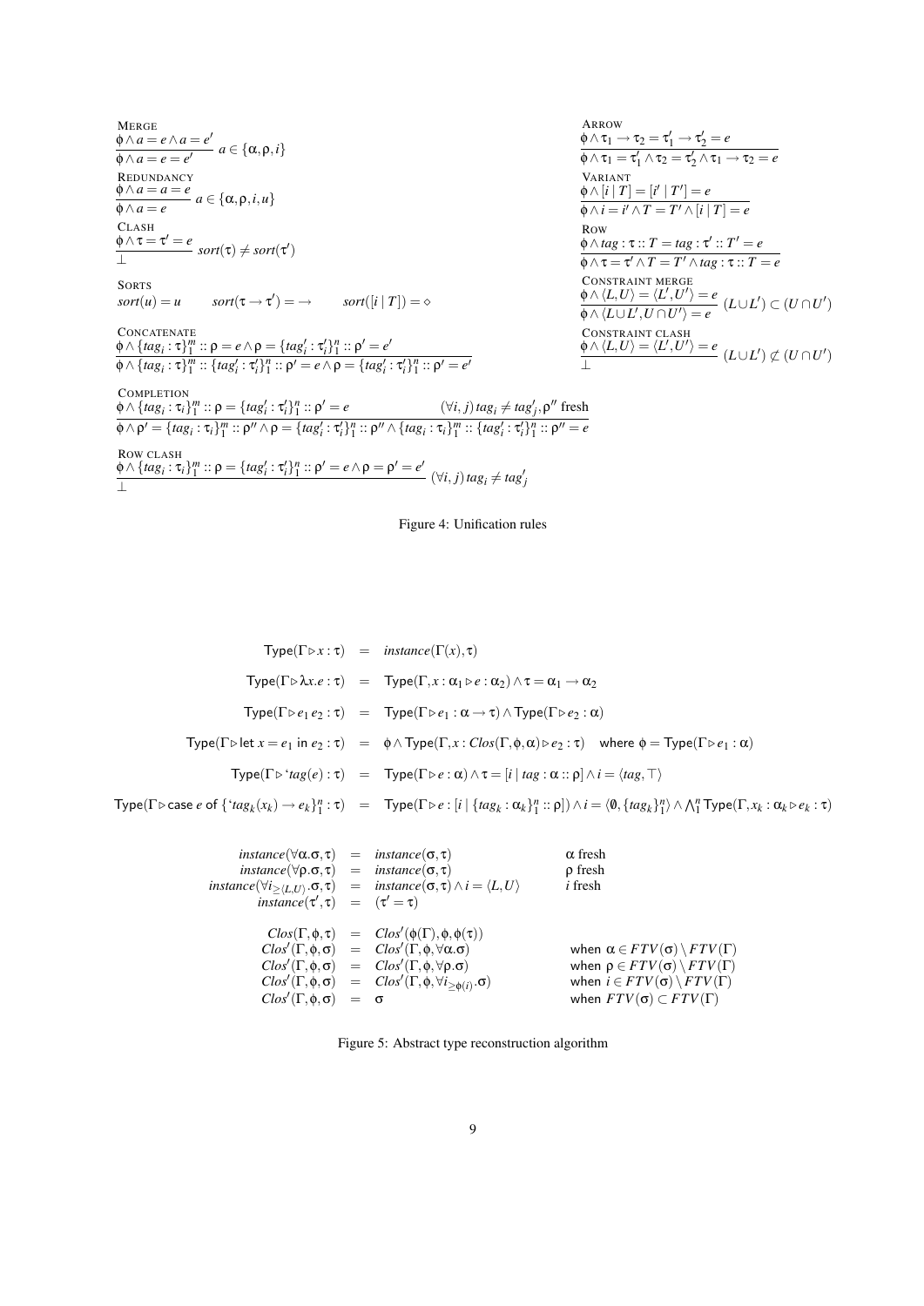**Merge**

$$\frac{\phi \wedge a = e \wedge a = e'}{\phi \wedge a = e = e'} \; a \in \{\alpha, \rho, i\}$$

**Redundancy**

$$\frac{\phi \wedge a = a = e}{\phi \wedge a = e} \; a \in \{\alpha, \rho, i, u\}$$

**Clash**

$$\frac{\phi \wedge \tau = \tau' = e}{\bot} \; sort(\tau) \neq sort(\tau')$$

**Sorts**

$$sort(u) = u \qquad sort(\tau \to \tau') = \to \qquad sort([i \mid T]) = \diamond$$

**Concatenate**

$$\frac{\phi \wedge \{tag_i : \tau\}_1^m :: \rho = e \wedge \rho = \{tag_i' : \tau_i'\}_1^n :: \rho' = e'}{\phi \wedge \{tag_i : \tau\}_1^m :: \{tag_i' : \tau_i'\}_1^n :: \rho' = e \wedge \rho = \{tag_i' : \tau_i'\}_1^n :: \rho' = e'}$$

**Completion**

$$\frac{\phi \wedge \{tag_i : \tau_i\}_1^m :: \rho = \{tag_i' : \tau_i'\}_1^n :: \rho' = e}{\phi \wedge \rho' = \{tag_i : \tau_i\}_1^m :: \rho'' \wedge \rho = \{tag_i' : \tau_i'\}_1^n :: \rho'' \wedge \{tag_i : \tau_i\}_1^m :: \{tag_i' : \tau_i'\}_1^n :: \rho'' = e} \; (\forall i, j)\, tag_i \neq tag_j', \rho'' \text{ fresh}$$

**Row clash**

$$\frac{\phi \wedge \{tag_i : \tau_i\}_1^m :: \rho = \{tag_i' : \tau_i'\}_1^n :: \rho' = e \wedge \rho = \rho' = e'}{\bot} \; (\forall i, j)\, tag_i \neq tag_j'$$

**Arrow**

$$\frac{\phi \wedge \tau_1 \to \tau_2 = \tau_1' \to \tau_2' = e}{\phi \wedge \tau_1 = \tau_1' \wedge \tau_2 = \tau_2' \wedge \tau_1 \to \tau_2 = e}$$

**Variant**

$$\frac{\phi \wedge [i \mid T] = [i' \mid T'] = e}{\phi \wedge i = i' \wedge T = T' \wedge [i \mid T] = e}$$

**Row**

$$\frac{\phi \wedge tag : \tau :: T = tag : \tau' :: T' = e}{\phi \wedge \tau = \tau' \wedge T = T' \wedge tag : \tau :: T = e}$$

**Constraint merge**

$$\frac{\phi \wedge \langle L, U \rangle = \langle L', U' \rangle = e}{\phi \wedge \langle L \cup L', U \cap U' \rangle = e} \; (L \cup L') \subset (U \cap U')$$

**Constraint clash**

$$\frac{\phi \wedge \langle L, U \rangle = \langle L', U' \rangle = e}{\bot} \; (L \cup L') \not\subset (U \cap U')$$

Figure 4: Unification rules

$$\begin{array}{rcl}
\mathsf{Type}(\Gamma \rhd x : \tau) & = & instance(\Gamma(x), \tau) \\
\mathsf{Type}(\Gamma \rhd \lambda x.e : \tau) & = & \mathsf{Type}(\Gamma, x : \alpha_1 \rhd e : \alpha_2) \wedge \tau = \alpha_1 \to \alpha_2 \\
\mathsf{Type}(\Gamma \rhd e_1\, e_2 : \tau) & = & \mathsf{Type}(\Gamma \rhd e_1 : \alpha \to \tau) \wedge \mathsf{Type}(\Gamma \rhd e_2 : \alpha) \\
\mathsf{Type}(\Gamma \rhd \mathsf{let}\ x = e_1\ \mathsf{in}\ e_2 : \tau) & = & \phi \wedge \mathsf{Type}(\Gamma, x : Clos(\Gamma, \phi, \alpha) \rhd e_2 : \tau) \quad \text{where } \phi = \mathsf{Type}(\Gamma \rhd e_1 : \alpha) \\
\mathsf{Type}(\Gamma \rhd \text{`}tag(e) : \tau) & = & \mathsf{Type}(\Gamma \rhd e : \alpha) \wedge \tau = [i \mid tag : \alpha :: \rho] \wedge i = \langle tag, \top \rangle \\
\mathsf{Type}(\Gamma \rhd \mathsf{case}\ e\ \mathsf{of}\ \{\text{`}tag_k(x_k) \to e_k\}_1^n : \tau) & = & \mathsf{Type}(\Gamma \rhd e : [i \mid \{tag_k : \alpha_k\}_1^n :: \rho]) \wedge i = \langle \emptyset, \{tag_k\}_1^n \rangle \wedge \bigwedge_1^n \mathsf{Type}(\Gamma, x_k : \alpha_k \rhd e_k : \tau)
\end{array}$$

$$\begin{array}{rcll}
instance(\forall \alpha.\sigma, \tau) & = & instance(\sigma, \tau) & \alpha \text{ fresh} \\
instance(\forall \rho.\sigma, \tau) & = & instance(\sigma, \tau) & \rho \text{ fresh} \\
instance(\forall i_{\geq \langle L, U \rangle}.\sigma, \tau) & = & instance(\sigma, \tau) \wedge i = \langle L, U \rangle & i \text{ fresh} \\
instance(\tau', \tau) & = & (\tau' = \tau) &
\end{array}$$

$$\begin{array}{rcll}
Clos(\Gamma, \phi, \tau) & = & Clos'(\phi(\Gamma), \phi, \phi(\tau)) & \\
Clos'(\Gamma, \phi, \sigma) & = & Clos'(\Gamma, \phi, \forall \alpha.\sigma) & \text{when } \alpha \in FTV(\sigma) \setminus FTV(\Gamma) \\
Clos'(\Gamma, \phi, \sigma) & = & Clos'(\Gamma, \phi, \forall \rho.\sigma) & \text{when } \rho \in FTV(\sigma) \setminus FTV(\Gamma) \\
Clos'(\Gamma, \phi, \sigma) & = & Clos'(\Gamma, \phi, \forall i_{\geq \phi(i)}.\sigma) & \text{when } i \in FTV(\sigma) \setminus FTV(\Gamma) \\
Clos'(\Gamma, \phi, \sigma) & = & \sigma & \text{when } FTV(\sigma) \subset FTV(\Gamma)
\end{array}$$

Figure 5: Abstract type reconstruction algorithm